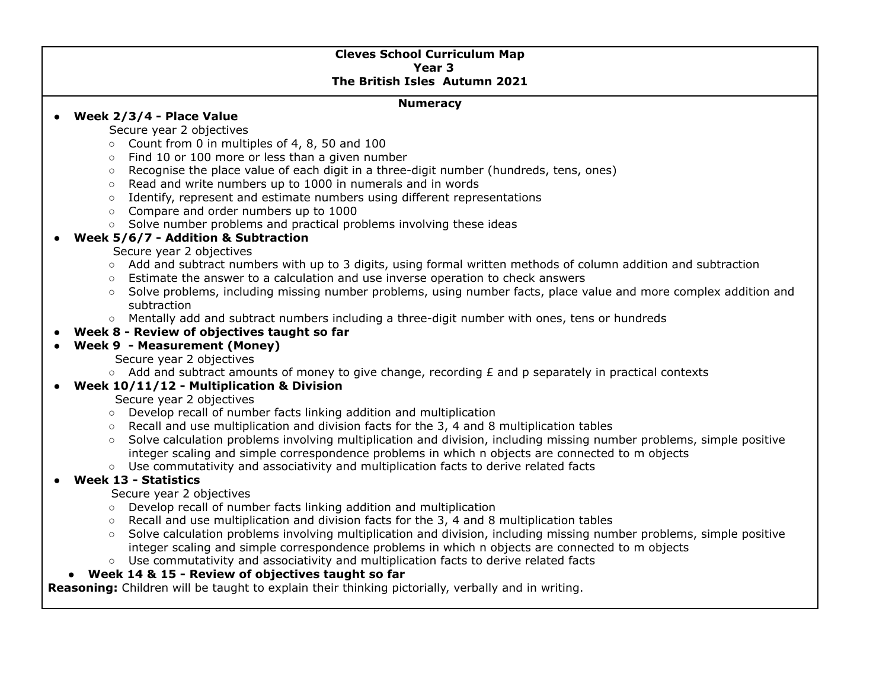**Cleves School Curriculum Map**
**Year 3**
**The British Isles  Autumn 2021**

**Numeracy**

- **Week 2/3/4 - Place Value**
  Secure year 2 objectives
  - Count from 0 in multiples of 4, 8, 50 and 100
  - Find 10 or 100 more or less than a given number
  - Recognise the place value of each digit in a three-digit number (hundreds, tens, ones)
  - Read and write numbers up to 1000 in numerals and in words
  - Identify, represent and estimate numbers using different representations
  - Compare and order numbers up to 1000
  - Solve number problems and practical problems involving these ideas
- **Week 5/6/7 - Addition & Subtraction**
  Secure year 2 objectives
  - Add and subtract numbers with up to 3 digits, using formal written methods of column addition and subtraction
  - Estimate the answer to a calculation and use inverse operation to check answers
  - Solve problems, including missing number problems, using number facts, place value and more complex addition and subtraction
  - Mentally add and subtract numbers including a three-digit number with ones, tens or hundreds
- **Week 8 - Review of objectives taught so far**
- **Week 9  - Measurement (Money)**
  Secure year 2 objectives
  - Add and subtract amounts of money to give change, recording £ and p separately in practical contexts
- **Week 10/11/12 - Multiplication & Division**
  Secure year 2 objectives
  - Develop recall of number facts linking addition and multiplication
  - Recall and use multiplication and division facts for the 3, 4 and 8 multiplication tables
  - Solve calculation problems involving multiplication and division, including missing number problems, simple positive integer scaling and simple correspondence problems in which n objects are connected to m objects
  - Use commutativity and associativity and multiplication facts to derive related facts
- **Week 13 - Statistics**
  Secure year 2 objectives
  - Develop recall of number facts linking addition and multiplication
  - Recall and use multiplication and division facts for the 3, 4 and 8 multiplication tables
  - Solve calculation problems involving multiplication and division, including missing number problems, simple positive integer scaling and simple correspondence problems in which n objects are connected to m objects
  - Use commutativity and associativity and multiplication facts to derive related facts
- **Week 14 & 15 - Review of objectives taught so far**

**Reasoning:** Children will be taught to explain their thinking pictorially, verbally and in writing.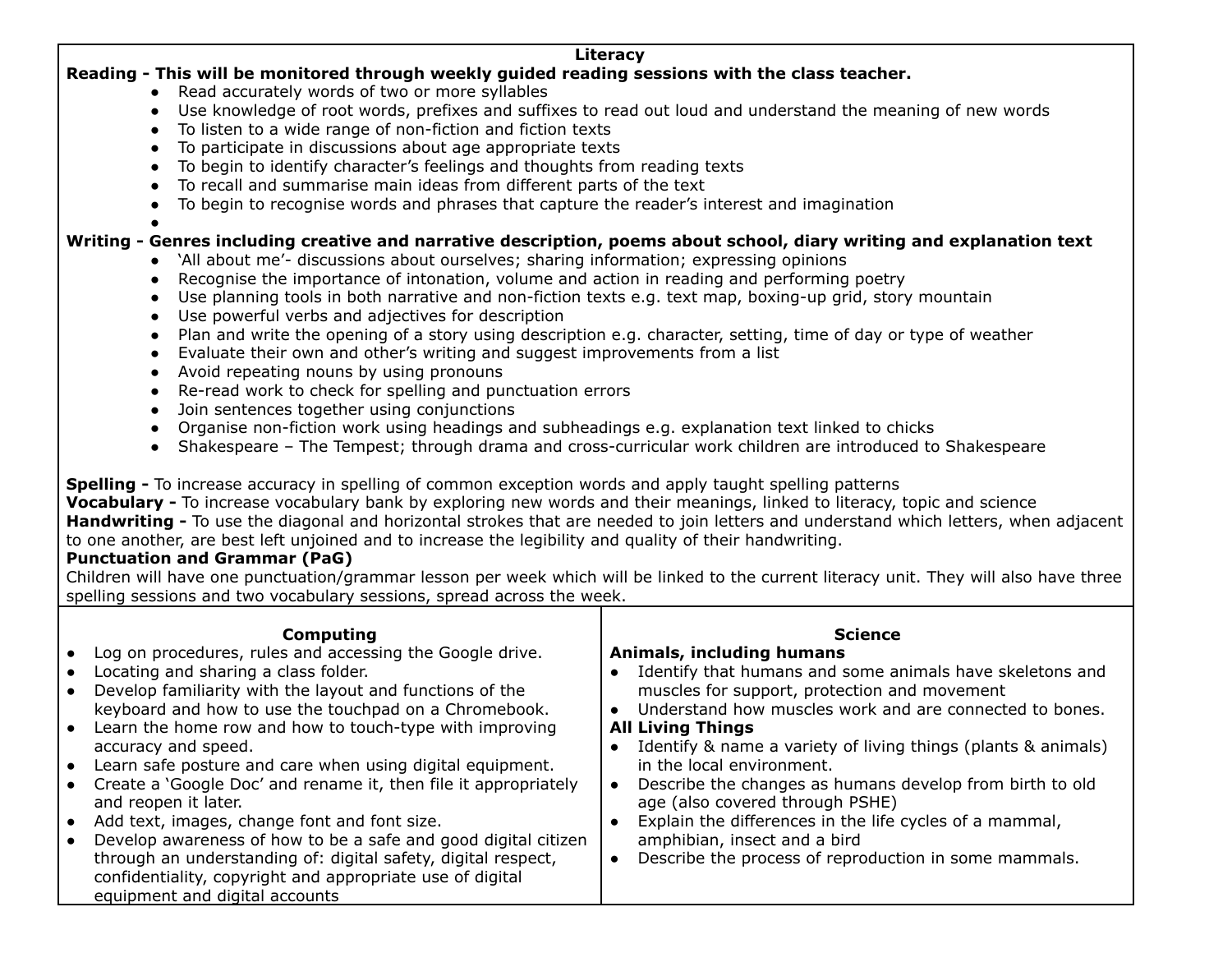## Literacy

**Reading - This will be monitored through weekly guided reading sessions with the class teacher.**

- Read accurately words of two or more syllables
- Use knowledge of root words, prefixes and suffixes to read out loud and understand the meaning of new words
- To listen to a wide range of non-fiction and fiction texts
- To participate in discussions about age appropriate texts
- To begin to identify character's feelings and thoughts from reading texts
- To recall and summarise main ideas from different parts of the text
- To begin to recognise words and phrases that capture the reader's interest and imagination

**Writing - Genres including creative and narrative description, poems about school, diary writing and explanation text**

- 'All about me'- discussions about ourselves; sharing information; expressing opinions
- Recognise the importance of intonation, volume and action in reading and performing poetry
- Use planning tools in both narrative and non-fiction texts e.g. text map, boxing-up grid, story mountain
- Use powerful verbs and adjectives for description
- Plan and write the opening of a story using description e.g. character, setting, time of day or type of weather
- Evaluate their own and other's writing and suggest improvements from a list
- Avoid repeating nouns by using pronouns
- Re-read work to check for spelling and punctuation errors
- Join sentences together using conjunctions
- Organise non-fiction work using headings and subheadings e.g. explanation text linked to chicks
- Shakespeare – The Tempest; through drama and cross-curricular work children are introduced to Shakespeare

**Spelling -** To increase accuracy in spelling of common exception words and apply taught spelling patterns

**Vocabulary -** To increase vocabulary bank by exploring new words and their meanings, linked to literacy, topic and science

**Handwriting -** To use the diagonal and horizontal strokes that are needed to join letters and understand which letters, when adjacent to one another, are best left unjoined and to increase the legibility and quality of their handwriting.

**Punctuation and Grammar (PaG)**

Children will have one punctuation/grammar lesson per week which will be linked to the current literacy unit. They will also have three spelling sessions and two vocabulary sessions, spread across the week.

## Computing

- Log on procedures, rules and accessing the Google drive.
- Locating and sharing a class folder.
- Develop familiarity with the layout and functions of the keyboard and how to use the touchpad on a Chromebook.
- Learn the home row and how to touch-type with improving accuracy and speed.
- Learn safe posture and care when using digital equipment.
- Create a 'Google Doc' and rename it, then file it appropriately and reopen it later.
- Add text, images, change font and font size.
- Develop awareness of how to be a safe and good digital citizen through an understanding of: digital safety, digital respect, confidentiality, copyright and appropriate use of digital equipment and digital accounts

## Science

**Animals, including humans**

- Identify that humans and some animals have skeletons and muscles for support, protection and movement
- Understand how muscles work and are connected to bones.

**All Living Things**

- Identify & name a variety of living things (plants & animals) in the local environment.
- Describe the changes as humans develop from birth to old age (also covered through PSHE)
- Explain the differences in the life cycles of a mammal, amphibian, insect and a bird
- Describe the process of reproduction in some mammals.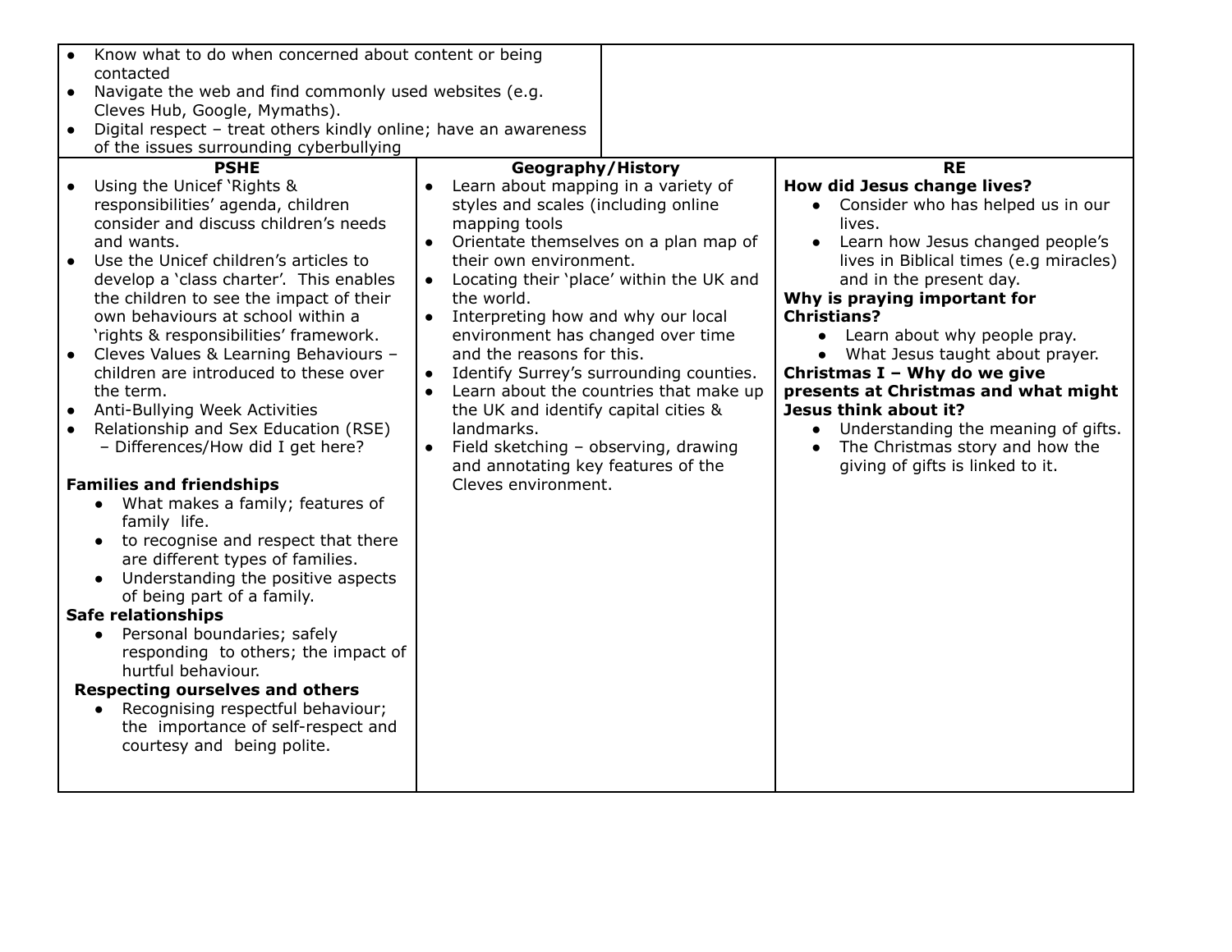| | |
|---|---|
| • Know what to do when concerned about content or being contacted<br>• Navigate the web and find commonly used websites (e.g. Cleves Hub, Google, Mymaths).<br>• Digital respect – treat others kindly online; have an awareness of the issues surrounding cyberbullying | |

| PSHE | Geography/History | RE |
|---|---|---|
| • Using the Unicef 'Rights & responsibilities' agenda, children consider and discuss children's needs and wants.<br>• Use the Unicef children's articles to develop a 'class charter'. This enables the children to see the impact of their own behaviours at school within a 'rights & responsibilities' framework.<br>• Cleves Values & Learning Behaviours – children are introduced to these over the term.<br>• Anti-Bullying Week Activities<br>• Relationship and Sex Education (RSE) – Differences/How did I get here?<br><br>**Families and friendships**<br>• What makes a family; features of family life.<br>• to recognise and respect that there are different types of families.<br>• Understanding the positive aspects of being part of a family.<br>**Safe relationships**<br>• Personal boundaries; safely responding to others; the impact of hurtful behaviour.<br>**Respecting ourselves and others**<br>• Recognising respectful behaviour; the importance of self-respect and courtesy and being polite. | • Learn about mapping in a variety of styles and scales (including online mapping tools<br>• Orientate themselves on a plan map of their own environment.<br>• Locating their 'place' within the UK and the world.<br>• Interpreting how and why our local environment has changed over time and the reasons for this.<br>• Identify Surrey's surrounding counties.<br>• Learn about the countries that make up the UK and identify capital cities & landmarks.<br>• Field sketching – observing, drawing and annotating key features of the Cleves environment. | **How did Jesus change lives?**<br>• Consider who has helped us in our lives.<br>• Learn how Jesus changed people's lives in Biblical times (e.g miracles) and in the present day.<br>**Why is praying important for Christians?**<br>• Learn about why people pray.<br>• What Jesus taught about prayer.<br>**Christmas I – Why do we give presents at Christmas and what might Jesus think about it?**<br>• Understanding the meaning of gifts.<br>• The Christmas story and how the giving of gifts is linked to it. |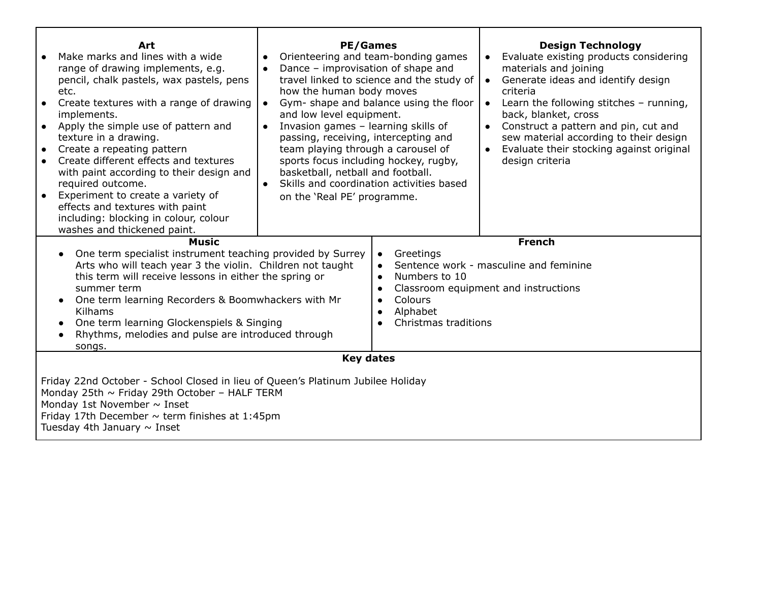| Art | PE/Games | Design Technology |
|---|---|---|
| • Make marks and lines with a wide range of drawing implements, e.g. pencil, chalk pastels, wax pastels, pens etc.<br>• Create textures with a range of drawing implements.<br>• Apply the simple use of pattern and texture in a drawing.<br>• Create a repeating pattern<br>• Create different effects and textures with paint according to their design and required outcome.<br>• Experiment to create a variety of effects and textures with paint including: blocking in colour, colour washes and thickened paint. | • Orienteering and team-bonding games<br>• Dance – improvisation of shape and travel linked to science and the study of how the human body moves<br>• Gym- shape and balance using the floor and low level equipment.<br>• Invasion games – learning skills of passing, receiving, intercepting and team playing through a carousel of sports focus including hockey, rugby, basketball, netball and football.<br>• Skills and coordination activities based on the 'Real PE' programme. | • Evaluate existing products considering materials and joining<br>• Generate ideas and identify design criteria<br>• Learn the following stitches – running, back, blanket, cross<br>• Construct a pattern and pin, cut and sew material according to their design<br>• Evaluate their stocking against original design criteria |

| Music | French |
|---|---|
| • One term specialist instrument teaching provided by Surrey Arts who will teach year 3 the violin. Children not taught this term will receive lessons in either the spring or summer term<br>• One term learning Recorders & Boomwhackers with Mr Kilhams<br>• One term learning Glockenspiels & Singing<br>• Rhythms, melodies and pulse are introduced through songs. | • Greetings<br>• Sentence work - masculine and feminine<br>• Numbers to 10<br>• Classroom equipment and instructions<br>• Colours<br>• Alphabet<br>• Christmas traditions |

**Key dates**

Friday 22nd October - School Closed in lieu of Queen's Platinum Jubilee Holiday
Monday 25th ~ Friday 29th October – HALF TERM
Monday 1st November ~ Inset
Friday 17th December ~ term finishes at 1:45pm
Tuesday 4th January ~ Inset